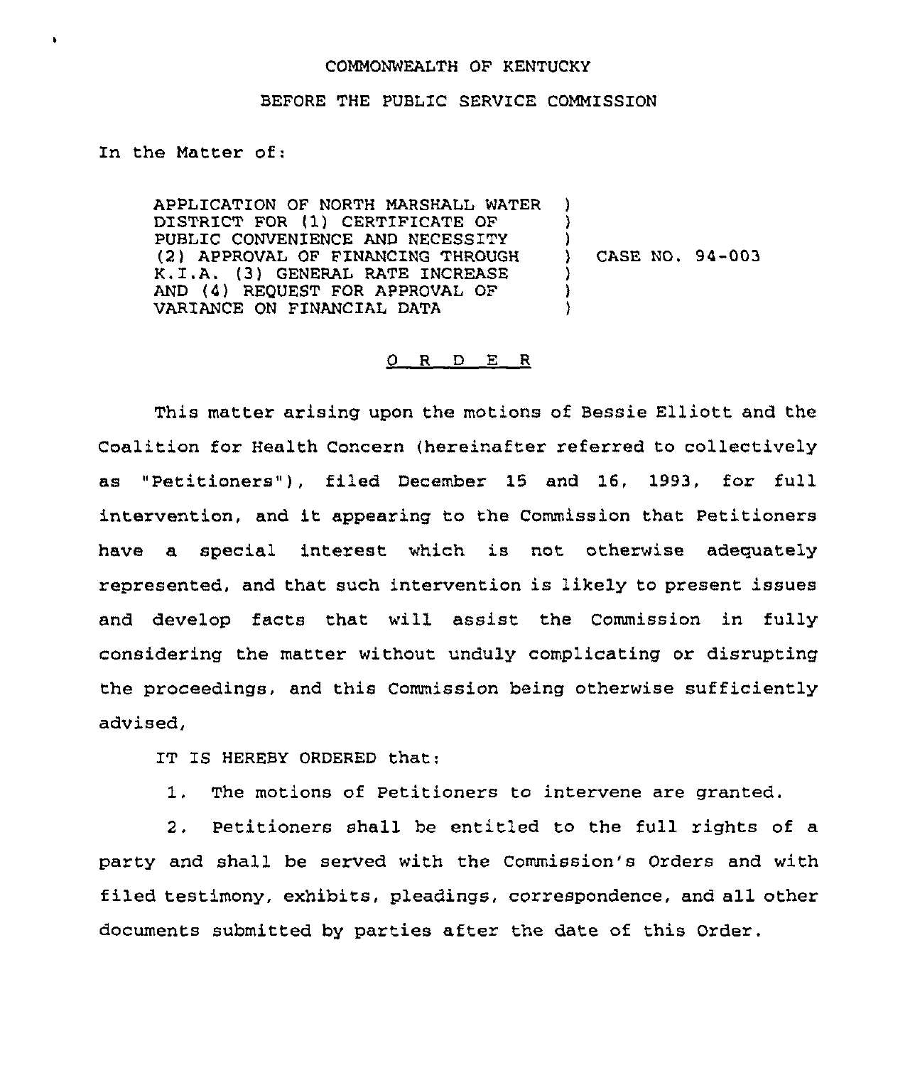COMMONWEALTH OF KENTUCKY

BEFORE THE PUBLIC SERVICE COMMISSION

In the Matter of:

APPLICATION OF NORTH MARSHALL WATER DISTRICT FOR (1) CERTIFICATE OF PUBLIC CONVENIENCE AND NECESSITY (2) APPROVAL OF FINANCING THROUGH K.I.A. (3) GENERAL RATE INCREASE AND (4) REQUEST FOR APPROVAL OF VARIANCE ON FINANCIAL DATA ) CASE NO. 94-003

O R D E R

This matter arising upon the motions of Bessie Elliott and the Coalition for Health Concern (hereinafter referred to collectively as "Petitioners"), filed December 15 and 16, 1993, for full intervention, and it appearing to the Commission that Petitioners have a special interest which is not otherwise adequately represented, and that such intervention is likely to present issues and develop facts that will assist the Commission in fully considering the matter without unduly complicating or disrupting the proceedings, and this Commission being otherwise sufficiently advised,

IT IS HEREBY ORDERED that:

1. The motions of Petitioners to intervene are granted.

2. Petitioners shall be entitled to the full rights of a party and shall be served with the Commission's Orders and with filed testimony, exhibits, pleadings, correspondence, and all other documents submitted by parties after the date of this Order.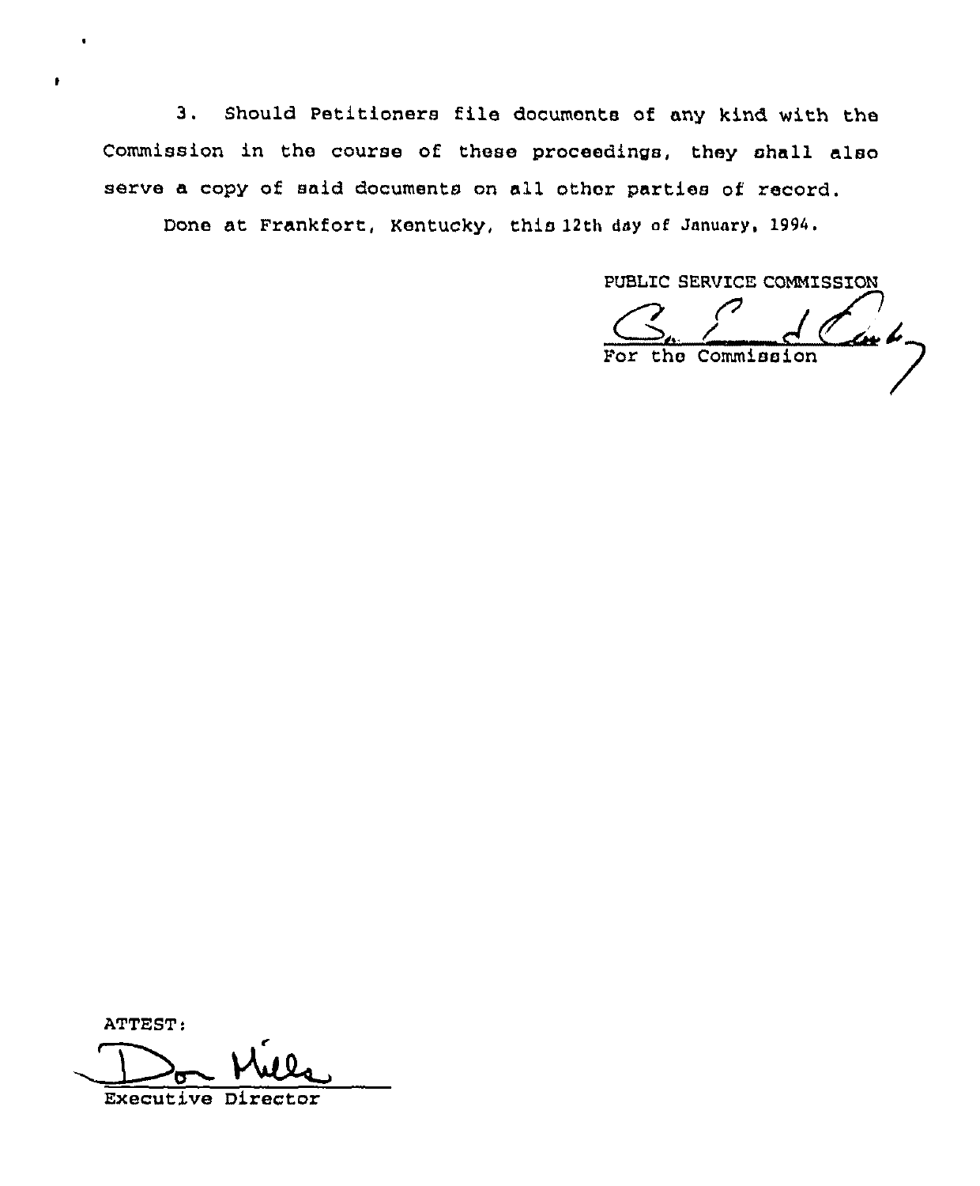3. Should Petitioners file documents of any kind with the Commission in the course of these proceedings, they shall also serve a copy of said documents on all other parties of record.

Done at Frankfort, Kentucky, this 12th day of January, 1994.

PUBLIC SERVICE COMMISSION

For the Commission

ATTEST:

Executive Director